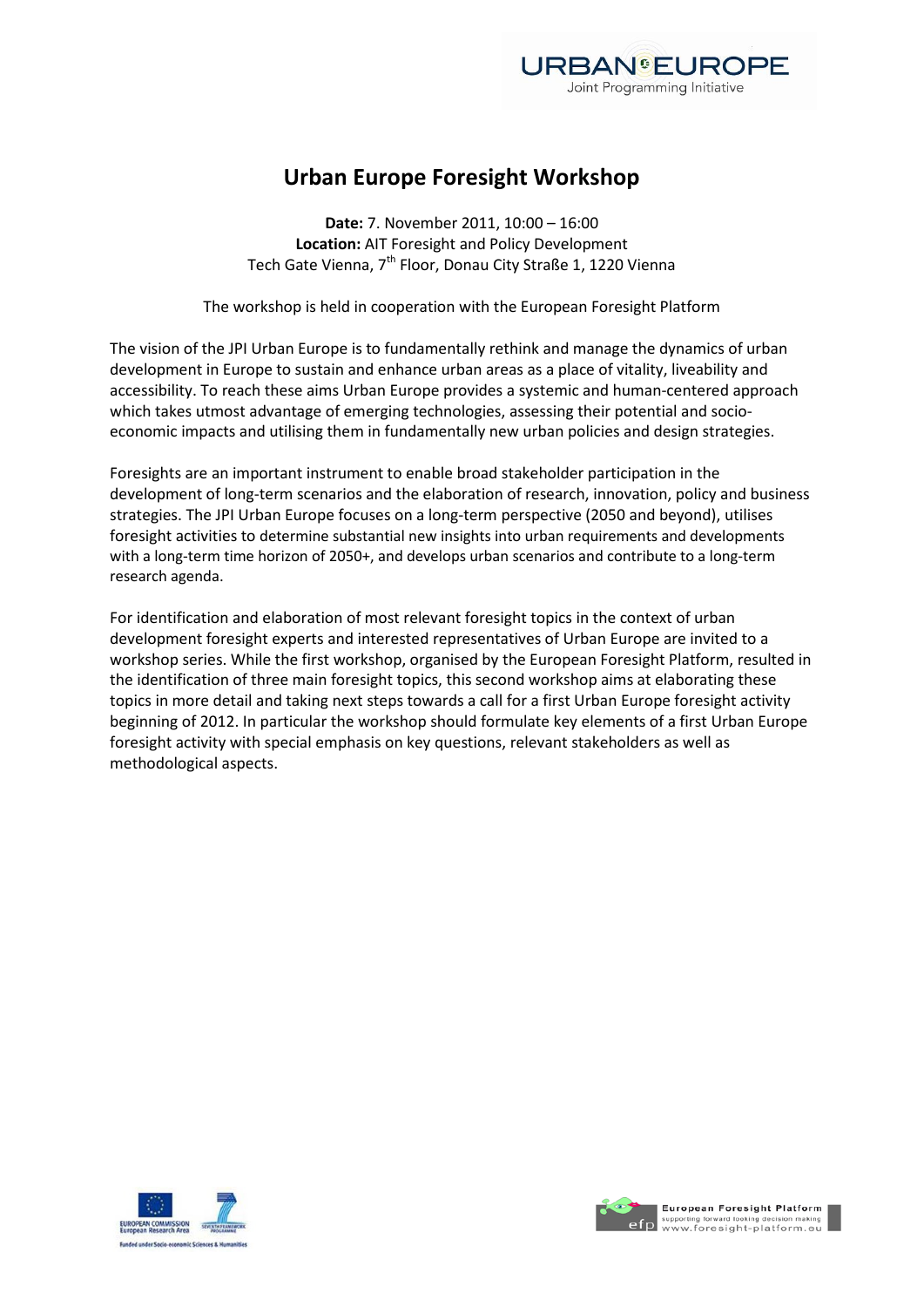# Urban Europe Foresight Workshop

**Date:** 7. November 2011, 10:00 – 16:00
**Location:** AIT Foresight and Policy Development
Tech Gate Vienna, 7th Floor, Donau City Straße 1, 1220 Vienna

The workshop is held in cooperation with the European Foresight Platform

The vision of the JPI Urban Europe is to fundamentally rethink and manage the dynamics of urban development in Europe to sustain and enhance urban areas as a place of vitality, liveability and accessibility. To reach these aims Urban Europe provides a systemic and human-centered approach which takes utmost advantage of emerging technologies, assessing their potential and socio-economic impacts and utilising them in fundamentally new urban policies and design strategies.

Foresights are an important instrument to enable broad stakeholder participation in the development of long-term scenarios and the elaboration of research, innovation, policy and business strategies. The JPI Urban Europe focuses on a long-term perspective (2050 and beyond), utilises foresight activities to determine substantial new insights into urban requirements and developments with a long-term time horizon of 2050+, and develops urban scenarios and contribute to a long-term research agenda.

For identification and elaboration of most relevant foresight topics in the context of urban development foresight experts and interested representatives of Urban Europe are invited to a workshop series. While the first workshop, organised by the European Foresight Platform, resulted in the identification of three main foresight topics, this second workshop aims at elaborating these topics in more detail and taking next steps towards a call for a first Urban Europe foresight activity beginning of 2012. In particular the workshop should formulate key elements of a first Urban Europe foresight activity with special emphasis on key questions, relevant stakeholders as well as methodological aspects.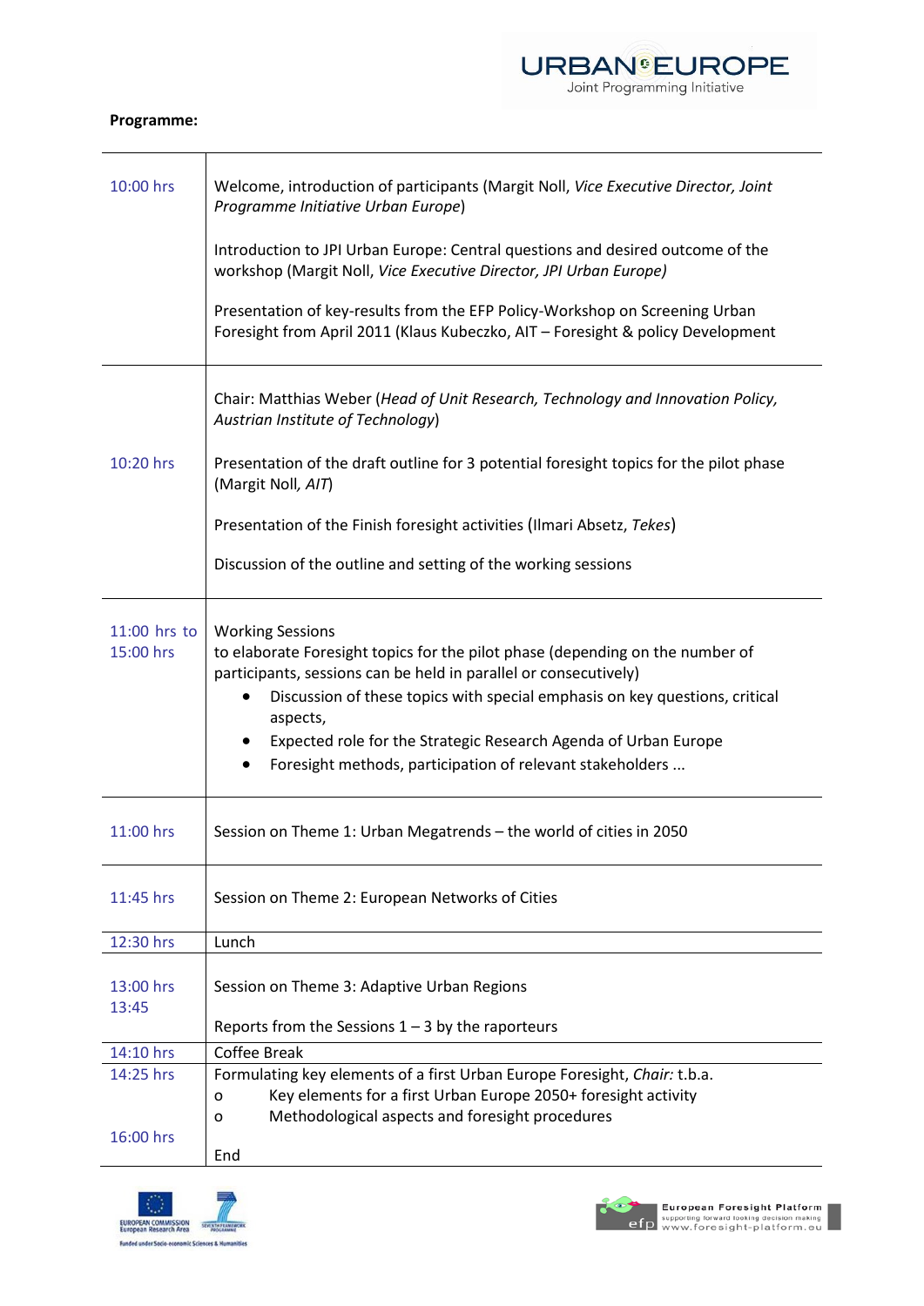**Programme:**

| | |
|---|---|
| 10:00 hrs | Welcome, introduction of participants (Margit Noll, *Vice Executive Director, Joint Programme Initiative Urban Europe*)<br><br>Introduction to JPI Urban Europe: Central questions and desired outcome of the workshop (Margit Noll, *Vice Executive Director, JPI Urban Europe)*<br><br>Presentation of key-results from the EFP Policy-Workshop on Screening Urban Foresight from April 2011 (Klaus Kubeczko, AIT – Foresight & policy Development |
| 10:20 hrs | Chair: Matthias Weber (*Head of Unit Research, Technology and Innovation Policy, Austrian Institute of Technology*)<br><br>Presentation of the draft outline for 3 potential foresight topics for the pilot phase (Margit Noll*, AIT*)<br><br>Presentation of the Finish foresight activities (Ilmari Absetz, *Tekes*)<br><br>Discussion of the outline and setting of the working sessions |
| 11:00 hrs to 15:00 hrs | Working Sessions<br>to elaborate Foresight topics for the pilot phase (depending on the number of participants, sessions can be held in parallel or consecutively)<br>• Discussion of these topics with special emphasis on key questions, critical aspects,<br>• Expected role for the Strategic Research Agenda of Urban Europe<br>• Foresight methods, participation of relevant stakeholders ... |
| 11:00 hrs | Session on Theme 1: Urban Megatrends – the world of cities in 2050 |
| 11:45 hrs | Session on Theme 2: European Networks of Cities |
| 12:30 hrs | Lunch |
| 13:00 hrs<br>13:45 | Session on Theme 3: Adaptive Urban Regions<br><br>Reports from the Sessions 1 – 3 by the raporteurs |
| 14:10 hrs | Coffee Break |
| 14:25 hrs<br><br><br>16:00 hrs | Formulating key elements of a first Urban Europe Foresight, *Chair:* t.b.a.<br>o Key elements for a first Urban Europe 2050+ foresight activity<br>o Methodological aspects and foresight procedures<br><br>End |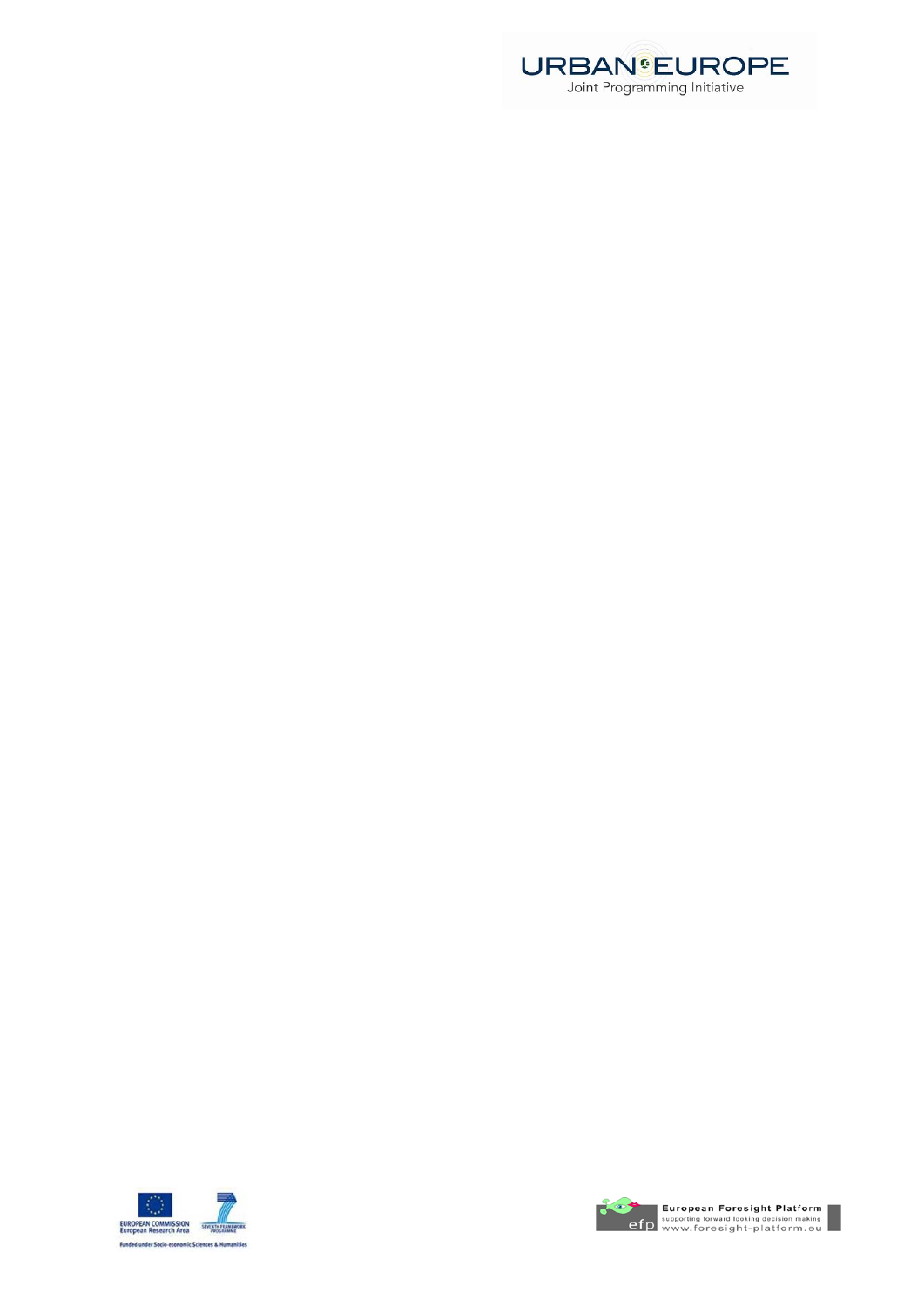URBAN EUROPE
Joint Programming Initiative

EUROPEAN COMMISSION
European Research Area

SEVENTH FRAMEWORK PROGRAMME

Funded under Socio-economic Sciences & Humanities

European Foresight Platform
supporting forward looking decision making
www.foresight-platform.eu